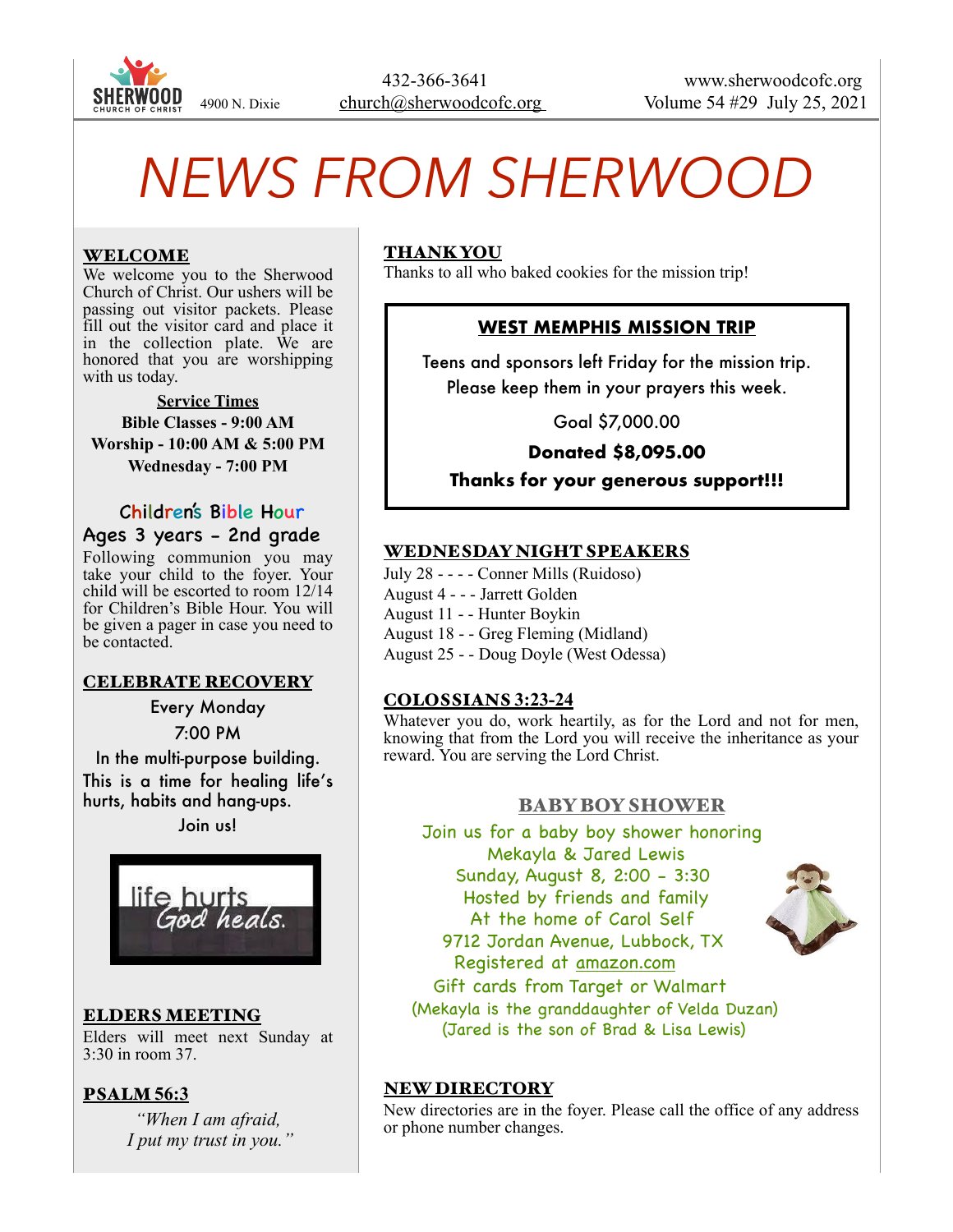4900 N. Dixie

432-366-3641
church@sherwoodcofc.org

www.sherwoodcofc.org
Volume 54 #29 July 25, 2021

# NEWS FROM SHERWOOD

## WELCOME

We welcome you to the Sherwood Church of Christ. Our ushers will be passing out visitor packets. Please fill out the visitor card and place it in the collection plate. We are honored that you are worshipping with us today.

**Service Times**
**Bible Classes - 9:00 AM**
**Worship - 10:00 AM & 5:00 PM**
**Wednesday - 7:00 PM**

### Children's Bible Hour

Ages 3 years – 2nd grade

Following communion you may take your child to the foyer. Your child will be escorted to room 12/14 for Children's Bible Hour. You will be given a pager in case you need to be contacted.

## CELEBRATE RECOVERY

Every Monday
7:00 PM
In the multi-purpose building.
This is a time for healing life's hurts, habits and hang-ups.
Join us!

life hurts
God heals.

## ELDERS MEETING

Elders will meet next Sunday at 3:30 in room 37.

## PSALM 56:3

*"When I am afraid,*
*I put my trust in you."*

## THANK YOU

Thanks to all who baked cookies for the mission trip!

## WEST MEMPHIS MISSION TRIP

Teens and sponsors left Friday for the mission trip. Please keep them in your prayers this week.

Goal $7,000.00

**Donated $8,095.00**

**Thanks for your generous support!!!**

## WEDNESDAY NIGHT SPEAKERS

July 28 - - - - Conner Mills (Ruidoso)
August 4 - - - Jarrett Golden
August 11 - - Hunter Boykin
August 18 - - Greg Fleming (Midland)
August 25 - - Doug Doyle (West Odessa)

## COLOSSIANS 3:23-24

Whatever you do, work heartily, as for the Lord and not for men, knowing that from the Lord you will receive the inheritance as your reward. You are serving the Lord Christ.

## BABY BOY SHOWER

Join us for a baby boy shower honoring
Mekayla & Jared Lewis
Sunday, August 8, 2:00 – 3:30
Hosted by friends and family
At the home of Carol Self
9712 Jordan Avenue, Lubbock, TX
Registered at amazon.com
Gift cards from Target or Walmart
(Mekayla is the granddaughter of Velda Duzan)
(Jared is the son of Brad & Lisa Lewis)

## NEW DIRECTORY

New directories are in the foyer. Please call the office of any address or phone number changes.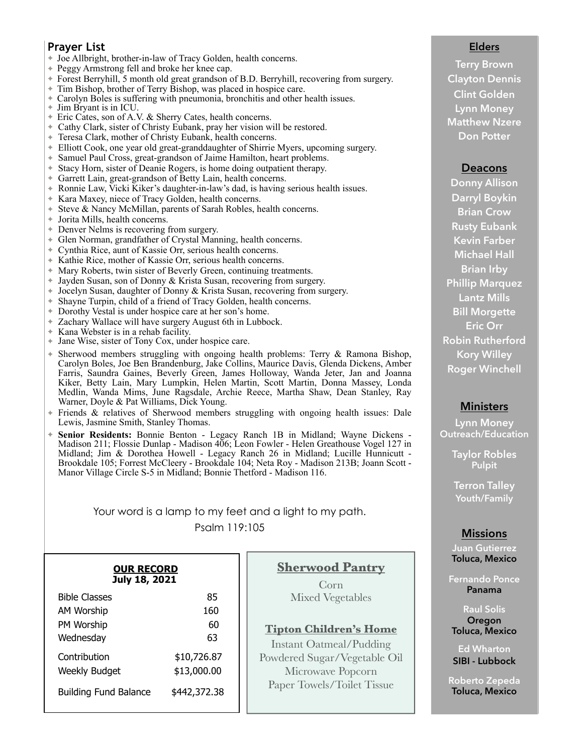## Prayer List

- Joe Allbright, brother-in-law of Tracy Golden, health concerns.
- Peggy Armstrong fell and broke her knee cap.
- Forest Berryhill, 5 month old great grandson of B.D. Berryhill, recovering from surgery.
- Tim Bishop, brother of Terry Bishop, was placed in hospice care.
- Carolyn Boles is suffering with pneumonia, bronchitis and other health issues.
- Jim Bryant is in ICU.
- Eric Cates, son of A.V. & Sherry Cates, health concerns.
- Cathy Clark, sister of Christy Eubank, pray her vision will be restored.
- Teresa Clark, mother of Christy Eubank, health concerns.
- Elliott Cook, one year old great-granddaughter of Shirrie Myers, upcoming surgery.
- Samuel Paul Cross, great-grandson of Jaime Hamilton, heart problems.
- Stacy Horn, sister of Deanie Rogers, is home doing outpatient therapy.
- Garrett Lain, great-grandson of Betty Lain, health concerns.
- Ronnie Law, Vicki Kiker's daughter-in-law's dad, is having serious health issues.
- Kara Maxey, niece of Tracy Golden, health concerns.
- Steve & Nancy McMillan, parents of Sarah Robles, health concerns.
- Jorita Mills, health concerns.
- Denver Nelms is recovering from surgery.
- Glen Norman, grandfather of Crystal Manning, health concerns.
- Cynthia Rice, aunt of Kassie Orr, serious health concerns.
- Kathie Rice, mother of Kassie Orr, serious health concerns.
- Mary Roberts, twin sister of Beverly Green, continuing treatments.
- Jayden Susan, son of Donny & Krista Susan, recovering from surgery.
- Jocelyn Susan, daughter of Donny & Krista Susan, recovering from surgery.
- Shayne Turpin, child of a friend of Tracy Golden, health concerns.
- Dorothy Vestal is under hospice care at her son's home.
- Zachary Wallace will have surgery August 6th in Lubbock.
- Kana Webster is in a rehab facility.
- Jane Wise, sister of Tony Cox, under hospice care.
- Sherwood members struggling with ongoing health problems: Terry & Ramona Bishop, Carolyn Boles, Joe Ben Brandenburg, Jake Collins, Maurice Davis, Glenda Dickens, Amber Farris, Saundra Gaines, Beverly Green, James Holloway, Wanda Jeter, Jan and Joanna Kiker, Betty Lain, Mary Lumpkin, Helen Martin, Scott Martin, Donna Massey, Londa Medlin, Wanda Mims, June Ragsdale, Archie Reece, Martha Shaw, Dean Stanley, Ray Warner, Doyle & Pat Williams, Dick Young.
- Friends & relatives of Sherwood members struggling with ongoing health issues: Dale Lewis, Jasmine Smith, Stanley Thomas.
- **Senior Residents:** Bonnie Benton - Legacy Ranch 1B in Midland; Wayne Dickens - Madison 211; Flossie Dunlap - Madison 406; Leon Fowler - Helen Greathouse Vogel 127 in Midland; Jim & Dorothea Howell - Legacy Ranch 26 in Midland; Lucille Hunnicutt - Brookdale 105; Forrest McCleery - Brookdale 104; Neta Roy - Madison 213B; Joann Scott - Manor Village Circle S-5 in Midland; Bonnie Thetford - Madison 116.

Your word is a lamp to my feet and a light to my path.
Psalm 119:105

**OUR RECORD**
**July 18, 2021**

| | |
|---|---|
| Bible Classes | 85 |
| AM Worship | 160 |
| PM Worship | 60 |
| Wednesday | 63 |
| Contribution | $10,726.87 |
| Weekly Budget | $13,000.00 |
| Building Fund Balance | $442,372.38 |

### Sherwood Pantry

Corn
Mixed Vegetables

### Tipton Children's Home

Instant Oatmeal/Pudding
Powdered Sugar/Vegetable Oil
Microwave Popcorn
Paper Towels/Toilet Tissue

### Elders

Terry Brown
Clayton Dennis
Clint Golden
Lynn Money
Matthew Nzere
Don Potter

### Deacons

Donny Allison
Darryl Boykin
Brian Crow
Rusty Eubank
Kevin Farber
Michael Hall
Brian Irby
Phillip Marquez
Lantz Mills
Bill Morgette
Eric Orr
Robin Rutherford
Kory Willey
Roger Winchell

### Ministers

Lynn Money
Outreach/Education

Taylor Robles
Pulpit

Terron Talley
Youth/Family

### Missions

Juan Gutierrez
Toluca, Mexico

Fernando Ponce
Panama

Raul Solis
Oregon
Toluca, Mexico

Ed Wharton
SIBI - Lubbock

Roberto Zepeda
Toluca, Mexico